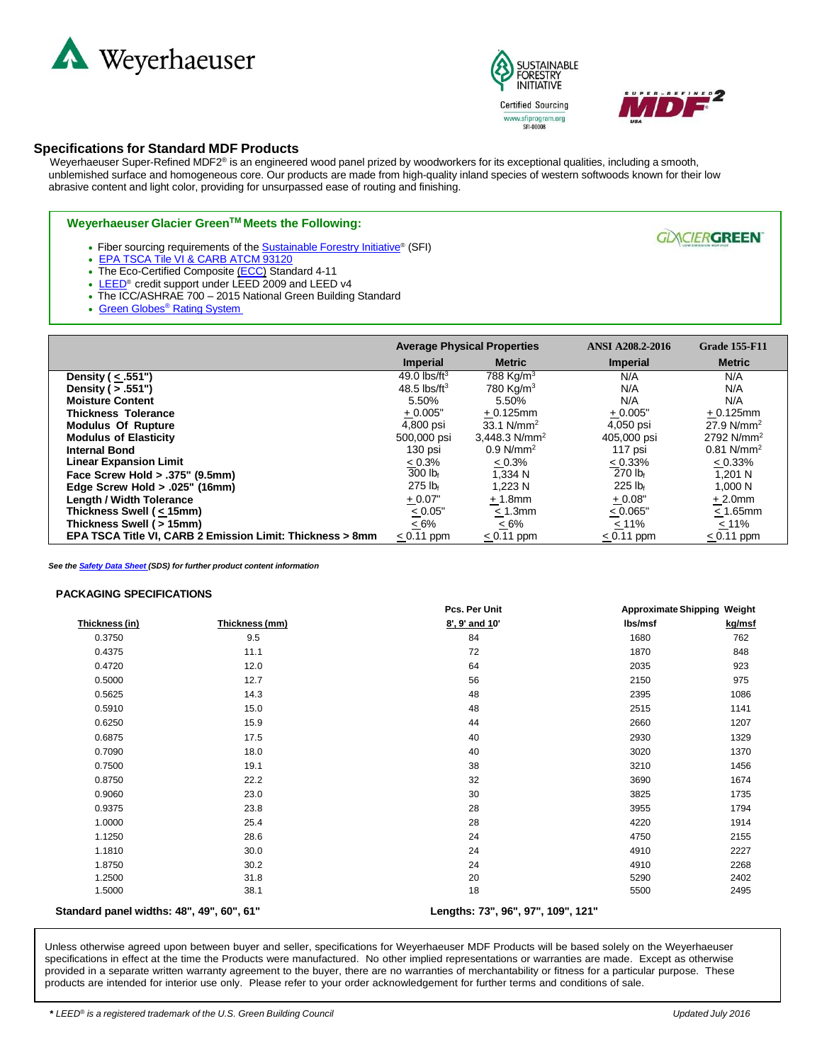## Specifications for Standard MDF Products

Weyerhaeuser Super-Refined MDF2® is an engineered wood panel prized by woodworkers for its exceptional qualities, including a smooth, unblemished surface and homogeneous core. Our products are made from high-quality inland species of western softwoods known for their low abrasive content and light color, providing for unsurpassed ease of routing and finishing.

### Weyerhaeuser Glacier Green™ Meets the Following:

- Fiber sourcing requirements of the Sustainable Forestry Initiative® (SFI)
- EPA TSCA Tile VI & CARB ATCM 93120
- The Eco-Certified Composite (ECC) Standard 4-11
- LEED® credit support under LEED 2009 and LEED v4
- The ICC/ASHRAE 700 – 2015 National Green Building Standard
- Green Globes® Rating System

| | Average Physical Properties | | ANSI A208.2-2016 | Grade 155-F11 |
|---|---|---|---|---|
| | **Imperial** | **Metric** | **Imperial** | **Metric** |
| **Density ( ≤ .551")** | 49.0 lbs/ft³ | 788 Kg/m³ | N/A | N/A |
| **Density ( > .551")** | 48.5 lbs/ft³ | 780 Kg/m³ | N/A | N/A |
| **Moisture Content** | 5.50% | 5.50% | N/A | N/A |
| **Thickness Tolerance** | ± 0.005" | ± 0.125mm | ± 0.005" | ± 0.125mm |
| **Modulus Of Rupture** | 4,800 psi | 33.1 N/mm² | 4,050 psi | 27.9 N/mm² |
| **Modulus of Elasticity** | 500,000 psi | 3,448.3 N/mm² | 405,000 psi | 2792 N/mm² |
| **Internal Bond** | 130 psi | 0.9 N/mm² | 117 psi | 0.81 N/mm² |
| **Linear Expansion Limit** | ≤ 0.3% | ≤ 0.3% | ≤ 0.33% | ≤ 0.33% |
| **Face Screw Hold > .375" (9.5mm)** | 300 lbf | 1,334 N | 270 lbf | 1,201 N |
| **Edge Screw Hold > .025" (16mm)** | 275 lbf | 1,223 N | 225 lbf | 1,000 N |
| **Length / Width Tolerance** | ± 0.07" | ± 1.8mm | ± 0.08" | ± 2.0mm |
| **Thickness Swell ( ≤ 15mm)** | ≤ 0.05" | ≤ 1.3mm | ≤ 0.065" | ≤ 1.65mm |
| **Thickness Swell ( > 15mm)** | ≤ 6% | ≤ 6% | ≤ 11% | ≤ 11% |
| **EPA TSCA Title VI, CARB 2 Emission Limit: Thickness > 8mm** | ≤ 0.11 ppm | ≤ 0.11 ppm | ≤ 0.11 ppm | ≤ 0.11 ppm |

*See the Safety Data Sheet (SDS) for further product content information*

### PACKAGING SPECIFICATIONS

| Thickness (in) | Thickness (mm) | Pcs. Per Unit 8', 9' and 10' | Approximate Shipping Weight lbs/msf | kg/msf |
|---|---|---|---|---|
| 0.3750 | 9.5 | 84 | 1680 | 762 |
| 0.4375 | 11.1 | 72 | 1870 | 848 |
| 0.4720 | 12.0 | 64 | 2035 | 923 |
| 0.5000 | 12.7 | 56 | 2150 | 975 |
| 0.5625 | 14.3 | 48 | 2395 | 1086 |
| 0.5910 | 15.0 | 48 | 2515 | 1141 |
| 0.6250 | 15.9 | 44 | 2660 | 1207 |
| 0.6875 | 17.5 | 40 | 2930 | 1329 |
| 0.7090 | 18.0 | 40 | 3020 | 1370 |
| 0.7500 | 19.1 | 38 | 3210 | 1456 |
| 0.8750 | 22.2 | 32 | 3690 | 1674 |
| 0.9060 | 23.0 | 30 | 3825 | 1735 |
| 0.9375 | 23.8 | 28 | 3955 | 1794 |
| 1.0000 | 25.4 | 28 | 4220 | 1914 |
| 1.1250 | 28.6 | 24 | 4750 | 2155 |
| 1.1810 | 30.0 | 24 | 4910 | 2227 |
| 1.8750 | 30.2 | 24 | 4910 | 2268 |
| 1.2500 | 31.8 | 20 | 5290 | 2402 |
| 1.5000 | 38.1 | 18 | 5500 | 2495 |

**Standard panel widths: 48", 49", 60", 61"** **Lengths: 73", 96", 97", 109", 121"**

Unless otherwise agreed upon between buyer and seller, specifications for Weyerhaeuser MDF Products will be based solely on the Weyerhaeuser specifications in effect at the time the Products were manufactured. No other implied representations or warranties are made. Except as otherwise provided in a separate written warranty agreement to the buyer, there are no warranties of merchantability or fitness for a particular purpose. These products are intended for interior use only. Please refer to your order acknowledgement for further terms and conditions of sale.

*\* LEED® is a registered trademark of the U.S. Green Building Council*

*Updated July 2016*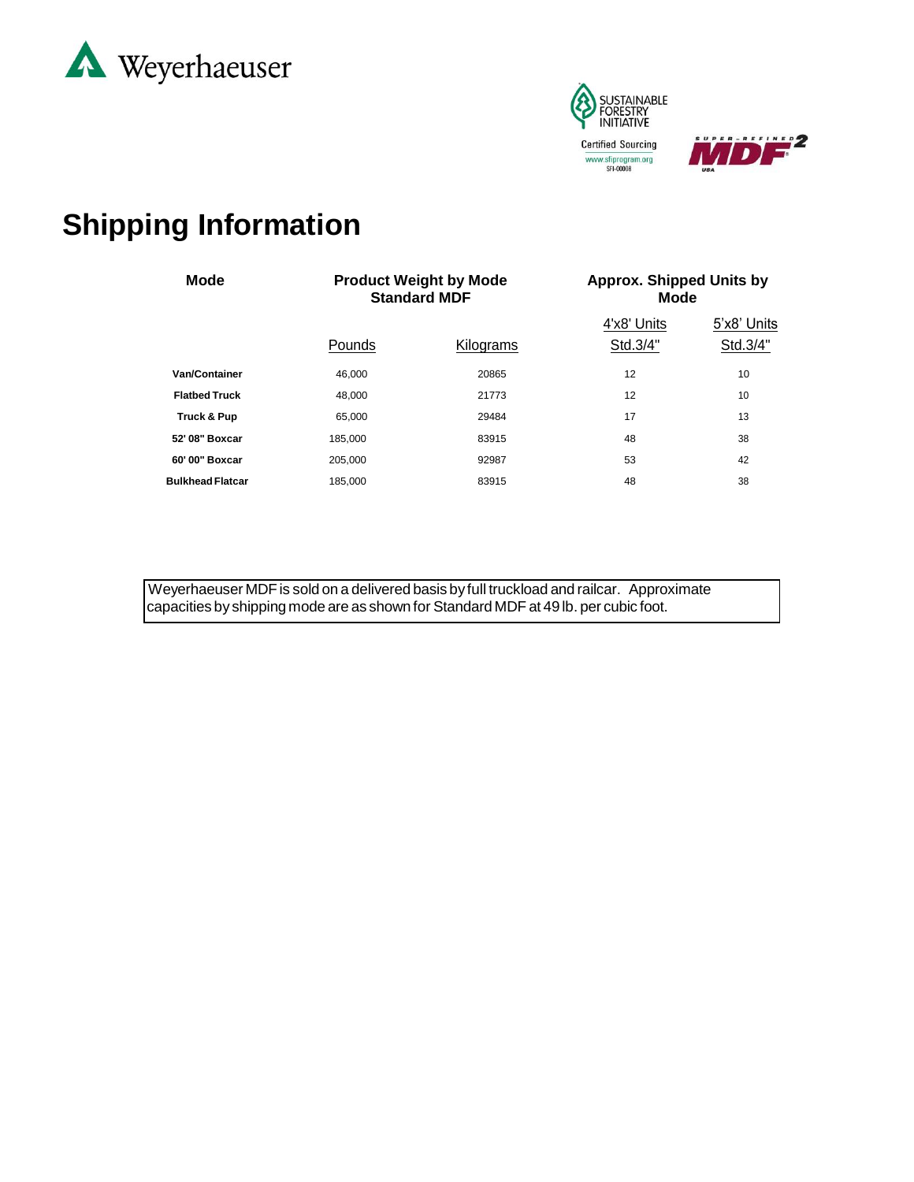Weyerhaeuser

SUSTAINABLE FORESTRY INITIATIVE

Certified Sourcing

www.sfiprogram.org

SFI-00008

SUPER-REFINED MDF2

USA

# Shipping Information

| Mode | Product Weight by Mode Standard MDF | | Approx. Shipped Units by Mode | |
|---|---|---|---|---|
| | | | 4'x8' Units | 5'x8' Units |
| | Pounds | Kilograms | Std.3/4" | Std.3/4" |
| **Van/Container** | 46,000 | 20865 | 12 | 10 |
| **Flatbed Truck** | 48,000 | 21773 | 12 | 10 |
| **Truck & Pup** | 65,000 | 29484 | 17 | 13 |
| **52' 08" Boxcar** | 185,000 | 83915 | 48 | 38 |
| **60' 00" Boxcar** | 205,000 | 92987 | 53 | 42 |
| **Bulkhead Flatcar** | 185,000 | 83915 | 48 | 38 |

Weyerhaeuser MDF is sold on a delivered basis by full truckload and railcar. Approximate capacities by shipping mode are as shown for Standard MDF at 49 lb. per cubic foot.